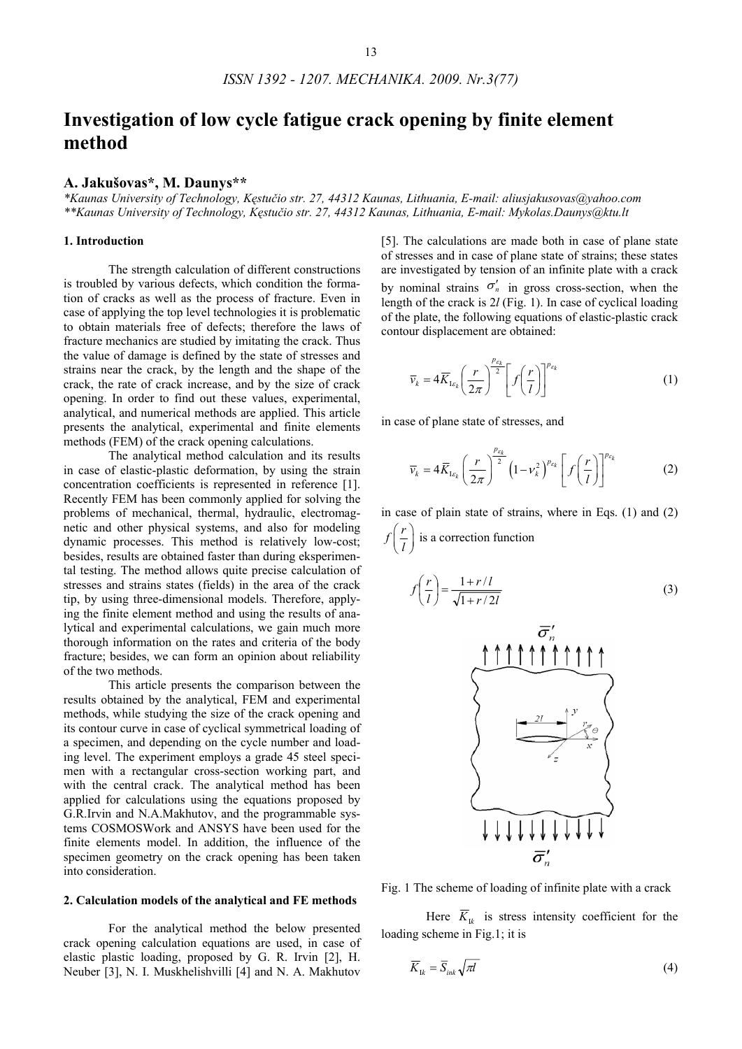# Investigation of low cycle fatigue crack opening by finite element method

## A. Jakušovas*, M. Daunys**

*\*Kaunas University of Technology, Kęstučio str. 27, 44312 Kaunas, Lithuania, E-mail: aliusjakusovas@yahoo.com*
*\*\*Kaunas University of Technology, Kęstučio str. 27, 44312 Kaunas, Lithuania, E-mail: Mykolas.Daunys@ktu.lt*

### 1. Introduction

The strength calculation of different constructions is troubled by various defects, which condition the formation of cracks as well as the process of fracture. Even in case of applying the top level technologies it is problematic to obtain materials free of defects; therefore the laws of fracture mechanics are studied by imitating the crack. Thus the value of damage is defined by the state of stresses and strains near the crack, by the length and the shape of the crack, the rate of crack increase, and by the size of crack opening. In order to find out these values, experimental, analytical, and numerical methods are applied. This article presents the analytical, experimental and finite elements methods (FEM) of the crack opening calculations.

The analytical method calculation and its results in case of elastic-plastic deformation, by using the strain concentration coefficients is represented in reference [1]. Recently FEM has been commonly applied for solving the problems of mechanical, thermal, hydraulic, electromagnetic and other physical systems, and also for modeling dynamic processes. This method is relatively low-cost; besides, results are obtained faster than during eksperimental testing. The method allows quite precise calculation of stresses and strains states (fields) in the area of the crack tip, by using three-dimensional models. Therefore, applying the finite element method and using the results of analytical and experimental calculations, we gain much more thorough information on the rates and criteria of the body fracture; besides, we can form an opinion about reliability of the two methods.

This article presents the comparison between the results obtained by the analytical, FEM and experimental methods, while studying the size of the crack opening and its contour curve in case of cyclical symmetrical loading of a specimen, and depending on the cycle number and loading level. The experiment employs a grade 45 steel specimen with a rectangular cross-section working part, and with the central crack. The analytical method has been applied for calculations using the equations proposed by G.R.Irvin and N.A.Makhutov, and the programmable systems COSMOSWork and ANSYS have been used for the finite elements model. In addition, the influence of the specimen geometry on the crack opening has been taken into consideration.

### 2. Calculation models of the analytical and FE methods

For the analytical method the below presented crack opening calculation equations are used, in case of elastic plastic loading, proposed by G. R. Irvin [2], H. Neuber [3], N. I. Muskhelishvilli [4] and N. A. Makhutov [5]. The calculations are made both in case of plane state of stresses and in case of plane state of strains; these states are investigated by tension of an infinite plate with a crack by nominal strains $\sigma_n'$ in gross cross-section, when the length of the crack is $2l$ (Fig. 1). In case of cyclical loading of the plate, the following equations of elastic-plastic crack contour displacement are obtained:

$$\overline{v}_k = 4\overline{K}_{1\varepsilon_k}\left(\frac{r}{2\pi}\right)^{\frac{p_{\varepsilon_k}}{2}}\left[f\left(\frac{r}{l}\right)\right]^{p_{\varepsilon_k}} \tag{1}$$

in case of plane state of stresses, and

$$\overline{v}_k = 4\overline{K}_{1\varepsilon_k}\left(\frac{r}{2\pi}\right)^{\frac{p_{\varepsilon_k}}{2}}\left(1-\nu_k^2\right)^{p_{\varepsilon_k}}\left[f\left(\frac{r}{l}\right)\right]^{p_{\varepsilon_k}} \tag{2}$$

in case of plain state of strains, where in Eqs. (1) and (2) $f\left(\frac{r}{l}\right)$ is a correction function

$$f\left(\frac{r}{l}\right) = \frac{1+r/l}{\sqrt{1+r/2l}} \tag{3}$$

Fig. 1 The scheme of loading of infinite plate with a crack

Here $\overline{K}_{1k}$ is stress intensity coefficient for the loading scheme in Fig.1; it is

$$\overline{K}_{1k} = \overline{S}_{ink}\sqrt{\pi l} \tag{4}$$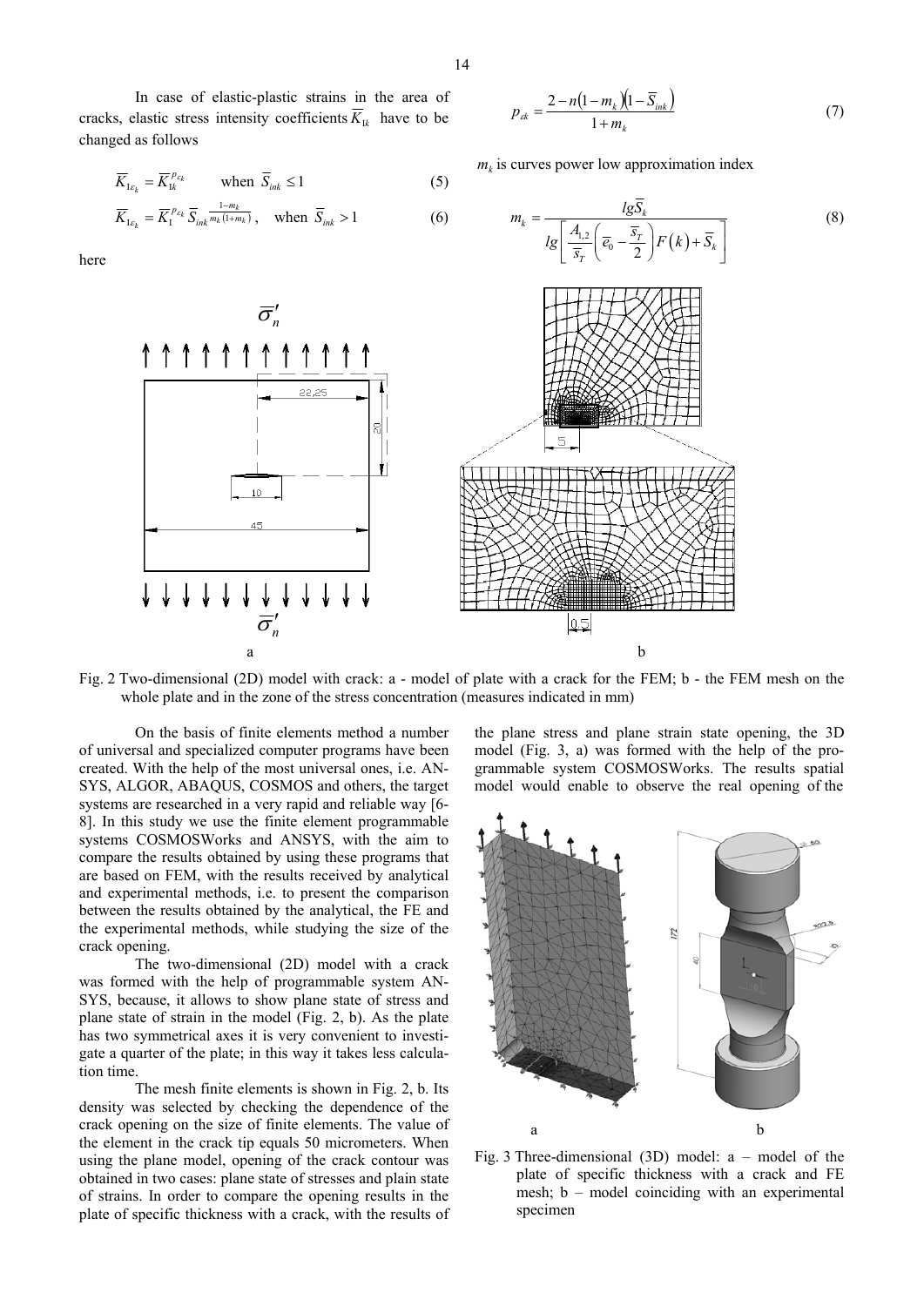In case of elastic-plastic strains in the area of cracks, elastic stress intensity coefficients $\overline{K}_{1k}$ have to be changed as follows

$$\overline{K}_{1\varepsilon_k} = \overline{K}_{1k}^{p_{\varepsilon_k}} \qquad \text{when } \overline{S}_{ink} \le 1 \tag{5}$$

$$\overline{K}_{1\varepsilon_k} = \overline{K}_{1}^{p_{\varepsilon_k}} \overline{S}_{ink}^{\frac{1-m_k}{m_k(1+m_k)}}, \quad \text{when } \overline{S}_{ink} > 1 \tag{6}$$

here

$$p_{\varepsilon k} = \frac{2 - n(1-m_k)(1-\overline{S}_{ink})}{1+m_k} \tag{7}$$

$m_k$ is curves power low approximation index

$$m_k = \frac{lg\overline{S}_k}{lg\left[\frac{A_{1,2}}{\overline{s}_T}\left(\overline{e}_0 - \frac{\overline{s}_T}{2}\right)F(k) + \overline{S}_k\right]} \tag{8}$$

Fig. 2 Two-dimensional (2D) model with crack: a - model of plate with a crack for the FEM; b - the FEM mesh on the whole plate and in the zone of the stress concentration (measures indicated in mm)

On the basis of finite elements method a number of universal and specialized computer programs have been created. With the help of the most universal ones, i.e. ANSYS, ALGOR, ABAQUS, COSMOS and others, the target systems are researched in a very rapid and reliable way [6-8]. In this study we use the finite element programmable systems COSMOSWorks and ANSYS, with the aim to compare the results obtained by using these programs that are based on FEM, with the results received by analytical and experimental methods, i.e. to present the comparison between the results obtained by the analytical, the FE and the experimental methods, while studying the size of the crack opening.

The two-dimensional (2D) model with a crack was formed with the help of programmable system ANSYS, because, it allows to show plane state of stress and plane state of strain in the model (Fig. 2, b). As the plate has two symmetrical axes it is very convenient to investigate a quarter of the plate; in this way it takes less calculation time.

The mesh finite elements is shown in Fig. 2, b. Its density was selected by checking the dependence of the crack opening on the size of finite elements. The value of the element in the crack tip equals 50 micrometers. When using the plane model, opening of the crack contour was obtained in two cases: plane state of stresses and plain state of strains. In order to compare the opening results in the plate of specific thickness with a crack, with the results of the plane stress and plane strain state opening, the 3D model (Fig. 3, a) was formed with the help of the programmable system COSMOSWorks. The results spatial model would enable to observe the real opening of the

Fig. 3 Three-dimensional (3D) model: a – model of the plate of specific thickness with a crack and FE mesh; b – model coinciding with an experimental specimen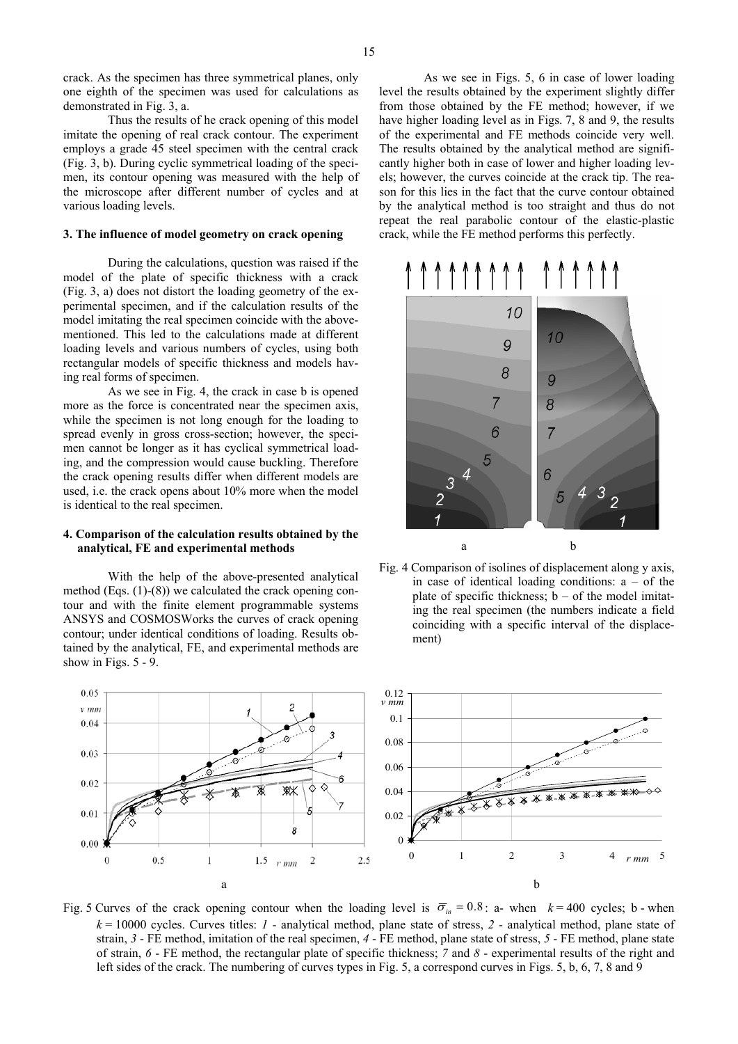crack. As the specimen has three symmetrical planes, only one eighth of the specimen was used for calculations as demonstrated in Fig. 3, a.

Thus the results of he crack opening of this model imitate the opening of real crack contour. The experiment employs a grade 45 steel specimen with the central crack (Fig. 3, b). During cyclic symmetrical loading of the specimen, its contour opening was measured with the help of the microscope after different number of cycles and at various loading levels.

### 3. The influence of model geometry on crack opening

During the calculations, question was raised if the model of the plate of specific thickness with a crack (Fig. 3, a) does not distort the loading geometry of the experimental specimen, and if the calculation results of the model imitating the real specimen coincide with the above-mentioned. This led to the calculations made at different loading levels and various numbers of cycles, using both rectangular models of specific thickness and models having real forms of specimen.

As we see in Fig. 4, the crack in case b is opened more as the force is concentrated near the specimen axis, while the specimen is not long enough for the loading to spread evenly in gross cross-section; however, the specimen cannot be longer as it has cyclical symmetrical loading, and the compression would cause buckling. Therefore the crack opening results differ when different models are used, i.e. the crack opens about 10% more when the model is identical to the real specimen.

### 4. Comparison of the calculation results obtained by the analytical, FE and experimental methods

With the help of the above-presented analytical method (Eqs. (1)-(8)) we calculated the crack opening contour and with the finite element programmable systems ANSYS and COSMOSWorks the curves of crack opening contour; under identical conditions of loading. Results obtained by the analytical, FE, and experimental methods are show in Figs. 5 - 9.

As we see in Figs. 5, 6 in case of lower loading level the results obtained by the experiment slightly differ from those obtained by the FE method; however, if we have higher loading level as in Figs. 7, 8 and 9, the results of the experimental and FE methods coincide very well. The results obtained by the analytical method are significantly higher both in case of lower and higher loading levels; however, the curves coincide at the crack tip. The reason for this lies in the fact that the curve contour obtained by the analytical method is too straight and thus do not repeat the real parabolic contour of the elastic-plastic crack, while the FE method performs this perfectly.

Fig. 4 Comparison of isolines of displacement along y axis, in case of identical loading conditions: a – of the plate of specific thickness; b – of the model imitating the real specimen (the numbers indicate a field coinciding with a specific interval of the displacement)

Fig. 5 Curves of the crack opening contour when the loading level is $\overline{\sigma}_{in} = 0.8$: a- when $k = 400$ cycles; b - when $k = 10000$ cycles. Curves titles: *1* - analytical method, plane state of stress, *2* - analytical method, plane state of strain, *3* - FE method, imitation of the real specimen, *4* - FE method, plane state of stress, *5* - FE method, plane state of strain, *6* - FE method, the rectangular plate of specific thickness; *7* and *8* - experimental results of the right and left sides of the crack. The numbering of curves types in Fig. 5, a correspond curves in Figs. 5, b, 6, 7, 8 and 9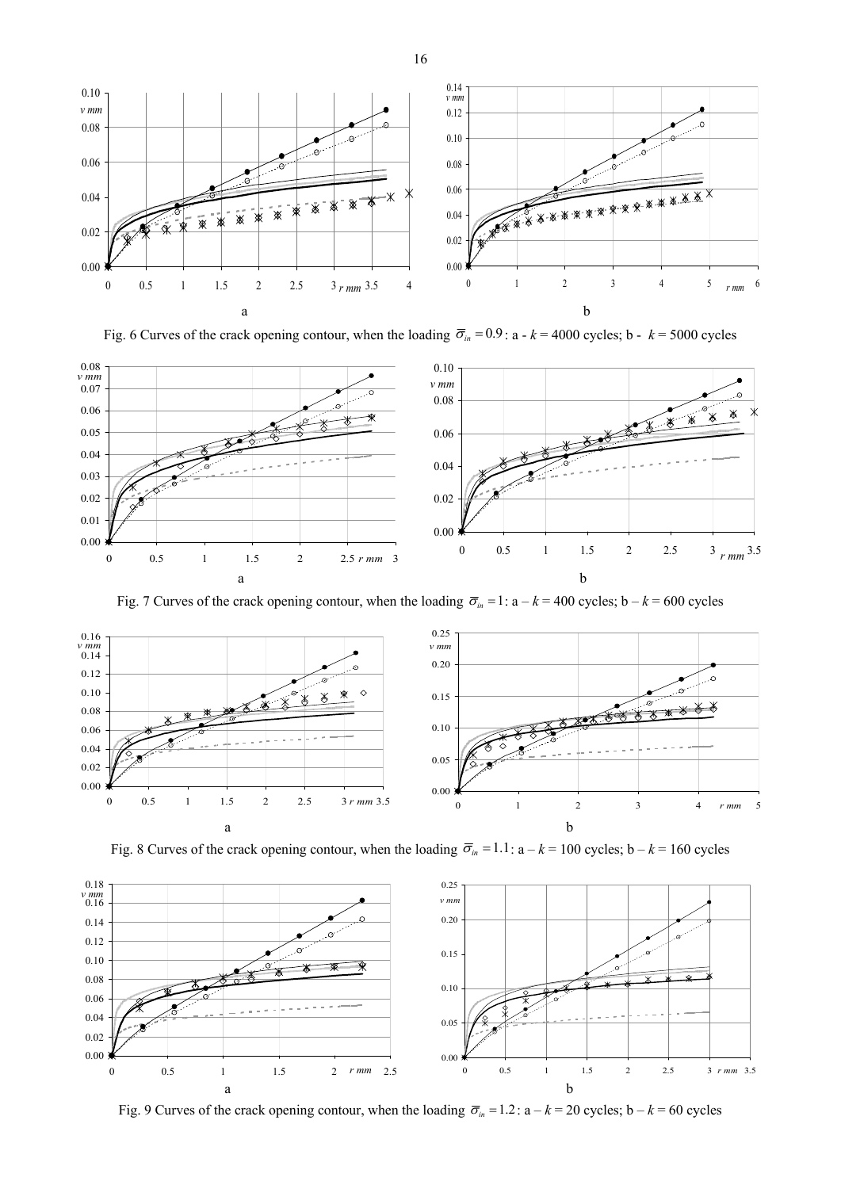Fig. 6 Curves of the crack opening contour, when the loading $\overline{\sigma}_{in} = 0.9$: a - $k$ = 4000 cycles; b - $k$ = 5000 cycles

Fig. 7 Curves of the crack opening contour, when the loading $\overline{\sigma}_{in} = 1$: a – $k$ = 400 cycles; b – $k$ = 600 cycles

Fig. 8 Curves of the crack opening contour, when the loading $\overline{\sigma}_{in} = 1.1$: a – $k$ = 100 cycles; b – $k$ = 160 cycles

Fig. 9 Curves of the crack opening contour, when the loading $\overline{\sigma}_{in} = 1.2$: a – $k$ = 20 cycles; b – $k$ = 60 cycles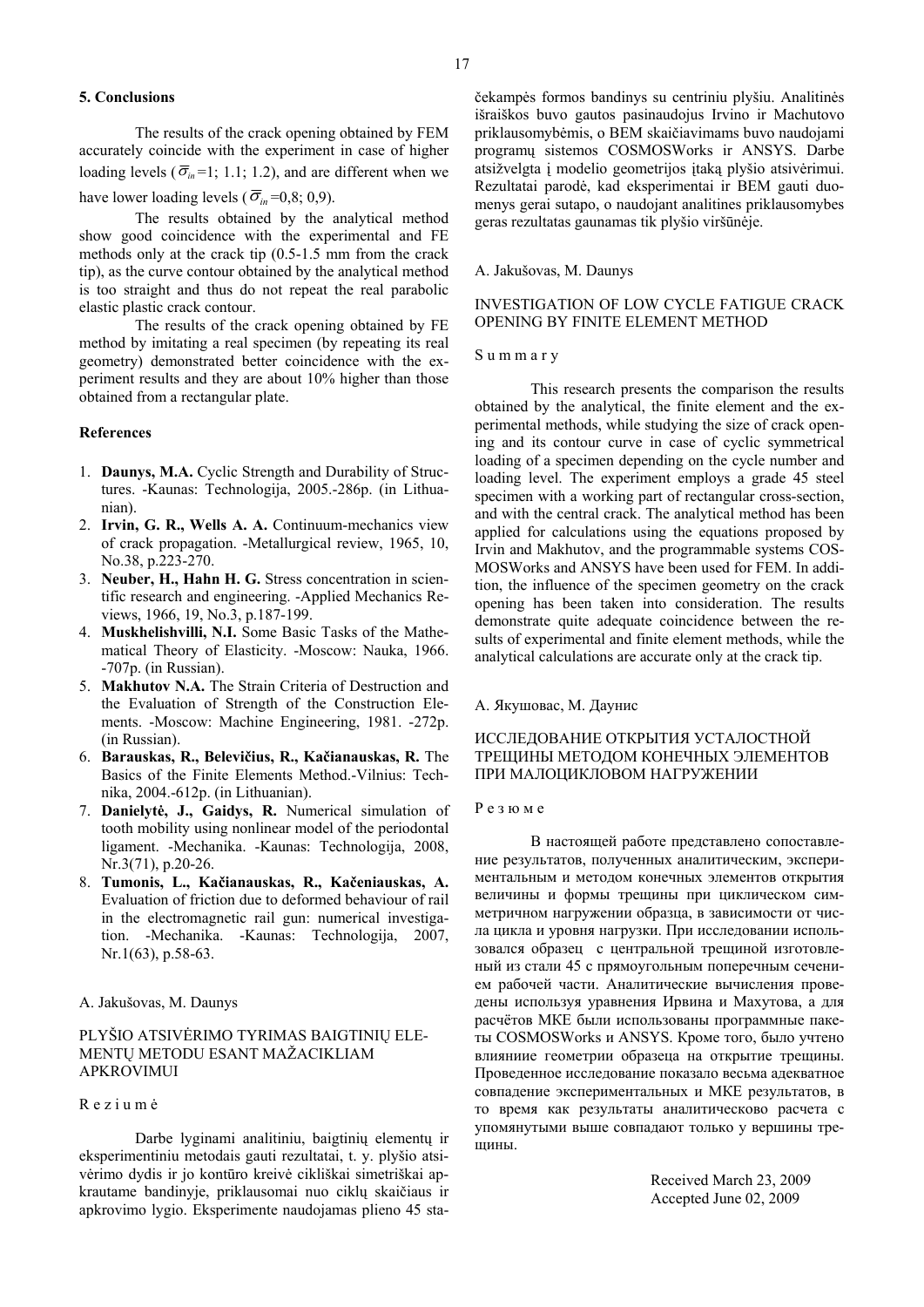## 5. Conclusions

The results of the crack opening obtained by FEM accurately coincide with the experiment in case of higher loading levels ($\overline{\sigma}_{in}$=1; 1.1; 1.2), and are different when we have lower loading levels ($\overline{\sigma}_{in}$=0,8; 0,9).

The results obtained by the analytical method show good coincidence with the experimental and FE methods only at the crack tip (0.5-1.5 mm from the crack tip), as the curve contour obtained by the analytical method is too straight and thus do not repeat the real parabolic elastic plastic crack contour.

The results of the crack opening obtained by FE method by imitating a real specimen (by repeating its real geometry) demonstrated better coincidence with the experiment results and they are about 10% higher than those obtained from a rectangular plate.

## References

1. **Daunys, M.A.** Cyclic Strength and Durability of Structures. -Kaunas: Technologija, 2005.-286p. (in Lithuanian).
2. **Irvin, G. R., Wells A. A.** Continuum-mechanics view of crack propagation. -Metallurgical review, 1965, 10, No.38, p.223-270.
3. **Neuber, H., Hahn H. G.** Stress concentration in scientific research and engineering. -Applied Mechanics Reviews, 1966, 19, No.3, p.187-199.
4. **Muskhelishvilli, N.I.** Some Basic Tasks of the Mathematical Theory of Elasticity. -Moscow: Nauka, 1966. -707p. (in Russian).
5. **Makhutov N.A.** The Strain Criteria of Destruction and the Evaluation of Strength of the Construction Elements. -Moscow: Machine Engineering, 1981. -272p. (in Russian).
6. **Barauskas, R., Belevičius, R., Kačianauskas, R.** The Basics of the Finite Elements Method.-Vilnius: Technika, 2004.-612p. (in Lithuanian).
7. **Danielytė, J., Gaidys, R.** Numerical simulation of tooth mobility using nonlinear model of the periodontal ligament. -Mechanika. -Kaunas: Technologija, 2008, Nr.3(71), p.20-26.
8. **Tumonis, L., Kačianauskas, R., Kačeniauskas, A.** Evaluation of friction due to deformed behaviour of rail in the electromagnetic rail gun: numerical investigation. -Mechanika. -Kaunas: Technologija, 2007, Nr.1(63), p.58-63.

A. Jakušovas, M. Daunys

PLYŠIO ATSIVĖRIMO TYRIMAS BAIGTINIŲ ELEMENTŲ METODU ESANT MAŽACIKLIAM APKROVIMUI

R e z i u m ė

Darbe lyginami analitiniu, baigtinių elementų ir eksperimentiniu metodais gauti rezultatai, t. y. plyšio atsivėrimo dydis ir jo kontūro kreivė cikliškai simetriškai apkrautame bandinyje, priklausomai nuo ciklų skaičiaus ir apkrovimo lygio. Eksperimente naudojamas plieno 45 stačekampės formos bandinys su centriniu plyšiu. Analitinės išraiškos buvo gautos pasinaudojus Irvino ir Machutovo priklausomybėmis, o BEM skaičiavimams buvo naudojami programų sistemos COSMOSWorks ir ANSYS. Darbe atsižvelgta į modelio geometrijos įtaką plyšio atsivėrimui. Rezultatai parodė, kad eksperimentai ir BEM gauti duomenys gerai sutapo, o naudojant analitines priklausomybes geras rezultatas gaunamas tik plyšio viršūnėje.

A. Jakušovas, M. Daunys

INVESTIGATION OF LOW CYCLE FATIGUE CRACK OPENING BY FINITE ELEMENT METHOD

S u m m a r y

This research presents the comparison the results obtained by the analytical, the finite element and the experimental methods, while studying the size of crack opening and its contour curve in case of cyclic symmetrical loading of a specimen depending on the cycle number and loading level. The experiment employs a grade 45 steel specimen with a working part of rectangular cross-section, and with the central crack. The analytical method has been applied for calculations using the equations proposed by Irvin and Makhutov, and the programmable systems COSMOSWorks and ANSYS have been used for FEM. In addition, the influence of the specimen geometry on the crack opening has been taken into consideration. The results demonstrate quite adequate coincidence between the results of experimental and finite element methods, while the analytical calculations are accurate only at the crack tip.

А. Якушовас, М. Даунис

ИССЛЕДОВАНИЕ ОТКРЫТИЯ УСТАЛОСТНОЙ ТРЕЩИНЫ МЕТОДОМ КОНЕЧНЫХ ЭЛЕМЕНТОВ ПРИ МАЛОЦИКЛОВОМ НАГРУЖЕНИИ

Р е з ю м е

В настоящей работе представлено сопоставление результатов, полученных аналитическим, экспериментальным и методом конечных элементов открытия величины и формы трещины при циклическом симметричном нагружении образца, в зависимости от числа цикла и уровня нагрузки. При исследовании использовался образец с центральной трещиной изготовленый из стали 45 с прямоугольным поперечным сечением рабочей части. Аналитические вычисления проведены используя уравнения Ирвина и Махутова, а для расчётов МКЕ были использованы программные пакеты COSMOSWorks и ANSYS. Кроме того, было учтено влияние геометрии образца на открытие трещины. Проведенное исследование показало весьма адекватное совпадение экспериментальных и МКЕ результатов, в то время как результаты аналитическово расчета с упомянутыми выше совпадают только у вершины трещины.

Received March 23, 2009
Accepted June 02, 2009